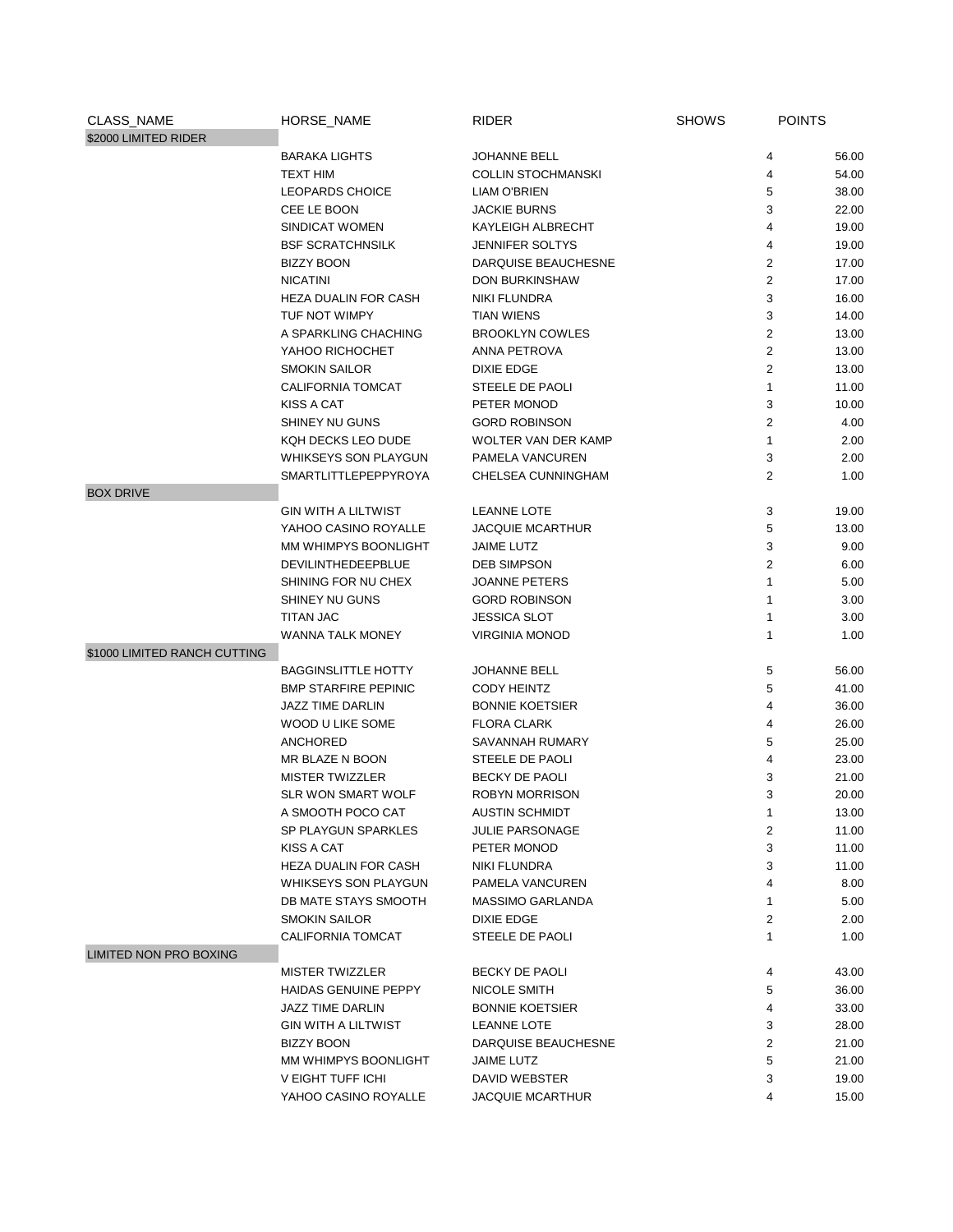| CLASS_NAME | HORSE_NAME | RIDER | SHOWS | POINTS |
|---|---|---|---|---|
| $2000 LIMITED RIDER | | | | |
| | BARAKA LIGHTS | JOHANNE BELL | 4 | 56.00 |
| | TEXT HIM | COLLIN STOCHMANSKI | 4 | 54.00 |
| | LEOPARDS CHOICE | LIAM O'BRIEN | 5 | 38.00 |
| | CEE LE BOON | JACKIE BURNS | 3 | 22.00 |
| | SINDICAT WOMEN | KAYLEIGH ALBRECHT | 4 | 19.00 |
| | BSF SCRATCHNSILK | JENNIFER SOLTYS | 4 | 19.00 |
| | BIZZY BOON | DARQUISE BEAUCHESNE | 2 | 17.00 |
| | NICATINI | DON BURKINSHAW | 2 | 17.00 |
| | HEZA DUALIN FOR CASH | NIKI FLUNDRA | 3 | 16.00 |
| | TUF NOT WIMPY | TIAN WIENS | 3 | 14.00 |
| | A SPARKLING CHACHING | BROOKLYN COWLES | 2 | 13.00 |
| | YAHOO RICHOCHET | ANNA PETROVA | 2 | 13.00 |
| | SMOKIN SAILOR | DIXIE EDGE | 2 | 13.00 |
| | CALIFORNIA TOMCAT | STEELE DE PAOLI | 1 | 11.00 |
| | KISS A CAT | PETER MONOD | 3 | 10.00 |
| | SHINEY NU GUNS | GORD ROBINSON | 2 | 4.00 |
| | KQH DECKS LEO DUDE | WOLTER VAN DER KAMP | 1 | 2.00 |
| | WHIKSEYS SON PLAYGUN | PAMELA VANCUREN | 3 | 2.00 |
| | SMARTLITTLEPEPPYROYA | CHELSEA CUNNINGHAM | 2 | 1.00 |
| BOX DRIVE | | | | |
| | GIN WITH A LILTWIST | LEANNE LOTE | 3 | 19.00 |
| | YAHOO CASINO ROYALLE | JACQUIE MCARTHUR | 5 | 13.00 |
| | MM WHIMPYS BOONLIGHT | JAIME LUTZ | 3 | 9.00 |
| | DEVILINTHEDEEPBLUE | DEB SIMPSON | 2 | 6.00 |
| | SHINING FOR NU CHEX | JOANNE PETERS | 1 | 5.00 |
| | SHINEY NU GUNS | GORD ROBINSON | 1 | 3.00 |
| | TITAN JAC | JESSICA SLOT | 1 | 3.00 |
| | WANNA TALK MONEY | VIRGINIA MONOD | 1 | 1.00 |
| $1000 LIMITED RANCH CUTTING | | | | |
| | BAGGINSLITTLE HOTTY | JOHANNE BELL | 5 | 56.00 |
| | BMP STARFIRE PEPINIC | CODY HEINTZ | 5 | 41.00 |
| | JAZZ TIME DARLIN | BONNIE KOETSIER | 4 | 36.00 |
| | WOOD U LIKE SOME | FLORA CLARK | 4 | 26.00 |
| | ANCHORED | SAVANNAH RUMARY | 5 | 25.00 |
| | MR BLAZE N BOON | STEELE DE PAOLI | 4 | 23.00 |
| | MISTER TWIZZLER | BECKY DE PAOLI | 3 | 21.00 |
| | SLR WON SMART WOLF | ROBYN MORRISON | 3 | 20.00 |
| | A SMOOTH POCO CAT | AUSTIN SCHMIDT | 1 | 13.00 |
| | SP PLAYGUN SPARKLES | JULIE PARSONAGE | 2 | 11.00 |
| | KISS A CAT | PETER MONOD | 3 | 11.00 |
| | HEZA DUALIN FOR CASH | NIKI FLUNDRA | 3 | 11.00 |
| | WHIKSEYS SON PLAYGUN | PAMELA VANCUREN | 4 | 8.00 |
| | DB MATE STAYS SMOOTH | MASSIMO GARLANDA | 1 | 5.00 |
| | SMOKIN SAILOR | DIXIE EDGE | 2 | 2.00 |
| | CALIFORNIA TOMCAT | STEELE DE PAOLI | 1 | 1.00 |
| LIMITED NON PRO BOXING | | | | |
| | MISTER TWIZZLER | BECKY DE PAOLI | 4 | 43.00 |
| | HAIDAS GENUINE PEPPY | NICOLE SMITH | 5 | 36.00 |
| | JAZZ TIME DARLIN | BONNIE KOETSIER | 4 | 33.00 |
| | GIN WITH A LILTWIST | LEANNE LOTE | 3 | 28.00 |
| | BIZZY BOON | DARQUISE BEAUCHESNE | 2 | 21.00 |
| | MM WHIMPYS BOONLIGHT | JAIME LUTZ | 5 | 21.00 |
| | V EIGHT TUFF ICHI | DAVID WEBSTER | 3 | 19.00 |
| | YAHOO CASINO ROYALLE | JACQUIE MCARTHUR | 4 | 15.00 |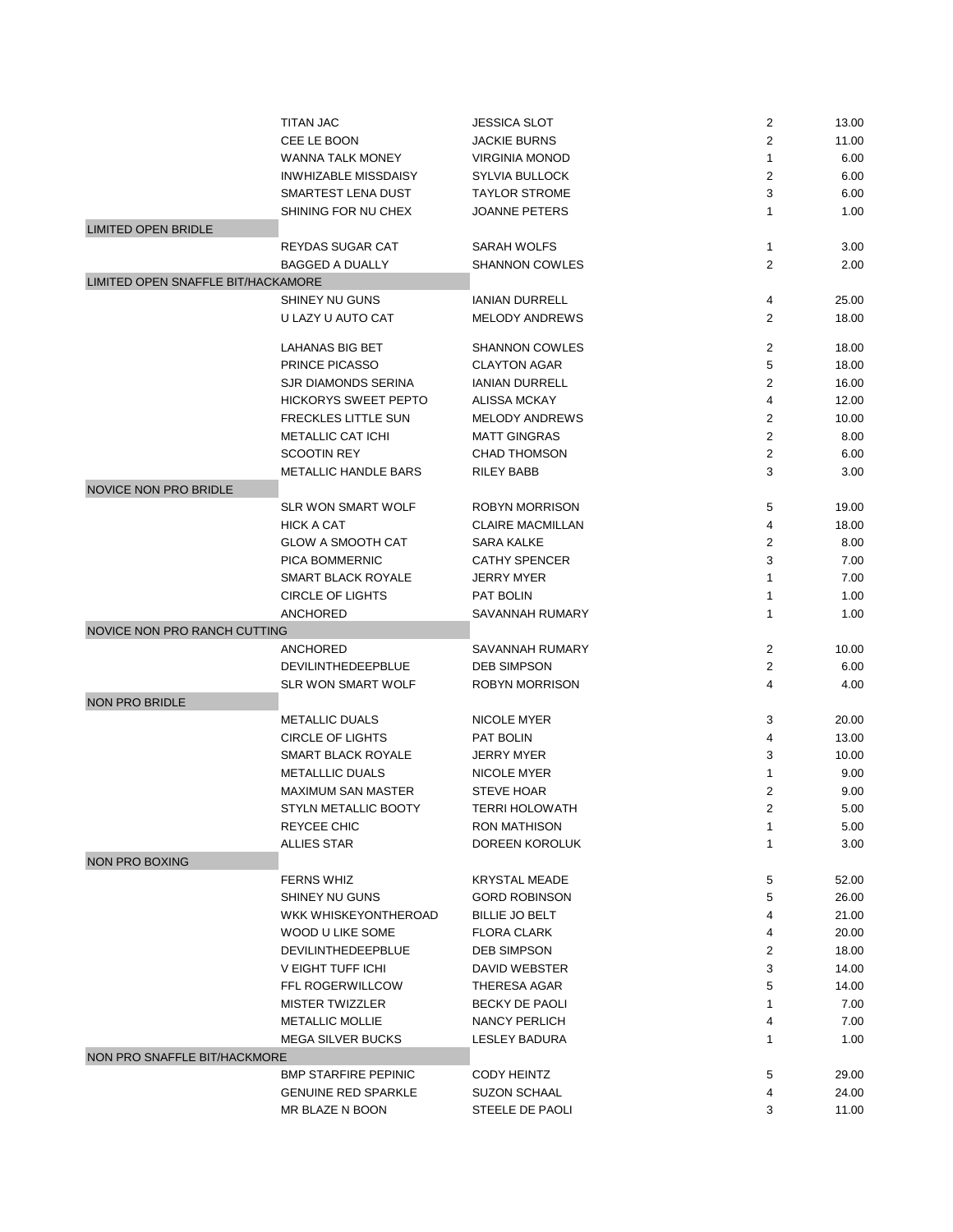| Class | Horse | Rider | Shows | Points |
|---|---|---|---|---|
| | TITAN JAC | JESSICA SLOT | 2 | 13.00 |
| | CEE LE BOON | JACKIE BURNS | 2 | 11.00 |
| | WANNA TALK MONEY | VIRGINIA MONOD | 1 | 6.00 |
| | INWHIZABLE MISSDAISY | SYLVIA BULLOCK | 2 | 6.00 |
| | SMARTEST LENA DUST | TAYLOR STROME | 3 | 6.00 |
| | SHINING FOR NU CHEX | JOANNE PETERS | 1 | 1.00 |
| LIMITED OPEN BRIDLE | | | | |
| | REYDAS SUGAR CAT | SARAH WOLFS | 1 | 3.00 |
| | BAGGED A DUALLY | SHANNON COWLES | 2 | 2.00 |
| LIMITED OPEN SNAFFLE BIT/HACKAMORE | | | | |
| | SHINEY NU GUNS | IANIAN DURRELL | 4 | 25.00 |
| | U LAZY U AUTO CAT | MELODY ANDREWS | 2 | 18.00 |
| | LAHANAS BIG BET | SHANNON COWLES | 2 | 18.00 |
| | PRINCE PICASSO | CLAYTON AGAR | 5 | 18.00 |
| | SJR DIAMONDS SERINA | IANIAN DURRELL | 2 | 16.00 |
| | HICKORYS SWEET PEPTO | ALISSA MCKAY | 4 | 12.00 |
| | FRECKLES LITTLE SUN | MELODY ANDREWS | 2 | 10.00 |
| | METALLIC CAT ICHI | MATT GINGRAS | 2 | 8.00 |
| | SCOOTIN REY | CHAD THOMSON | 2 | 6.00 |
| | METALLIC HANDLE BARS | RILEY BABB | 3 | 3.00 |
| NOVICE NON PRO BRIDLE | | | | |
| | SLR WON SMART WOLF | ROBYN MORRISON | 5 | 19.00 |
| | HICK A CAT | CLAIRE MACMILLAN | 4 | 18.00 |
| | GLOW A SMOOTH CAT | SARA KALKE | 2 | 8.00 |
| | PICA BOMMERNIC | CATHY SPENCER | 3 | 7.00 |
| | SMART BLACK ROYALE | JERRY MYER | 1 | 7.00 |
| | CIRCLE OF LIGHTS | PAT BOLIN | 1 | 1.00 |
| | ANCHORED | SAVANNAH RUMARY | 1 | 1.00 |
| NOVICE NON PRO RANCH CUTTING | | | | |
| | ANCHORED | SAVANNAH RUMARY | 2 | 10.00 |
| | DEVILINTHEDEEPBLUE | DEB SIMPSON | 2 | 6.00 |
| | SLR WON SMART WOLF | ROBYN MORRISON | 4 | 4.00 |
| NON PRO BRIDLE | | | | |
| | METALLIC DUALS | NICOLE MYER | 3 | 20.00 |
| | CIRCLE OF LIGHTS | PAT BOLIN | 4 | 13.00 |
| | SMART BLACK ROYALE | JERRY MYER | 3 | 10.00 |
| | METALLLIC DUALS | NICOLE MYER | 1 | 9.00 |
| | MAXIMUM SAN MASTER | STEVE HOAR | 2 | 9.00 |
| | STYLN METALLIC BOOTY | TERRI HOLOWATH | 2 | 5.00 |
| | REYCEE CHIC | RON MATHISON | 1 | 5.00 |
| | ALLIES STAR | DOREEN KOROLUK | 1 | 3.00 |
| NON PRO BOXING | | | | |
| | FERNS WHIZ | KRYSTAL MEADE | 5 | 52.00 |
| | SHINEY NU GUNS | GORD ROBINSON | 5 | 26.00 |
| | WKK WHISKEYONTHEROAD | BILLIE JO BELT | 4 | 21.00 |
| | WOOD U LIKE SOME | FLORA CLARK | 4 | 20.00 |
| | DEVILINTHEDEEPBLUE | DEB SIMPSON | 2 | 18.00 |
| | V EIGHT TUFF ICHI | DAVID WEBSTER | 3 | 14.00 |
| | FFL ROGERWILLCOW | THERESA AGAR | 5 | 14.00 |
| | MISTER TWIZZLER | BECKY DE PAOLI | 1 | 7.00 |
| | METALLIC MOLLIE | NANCY PERLICH | 4 | 7.00 |
| | MEGA SILVER BUCKS | LESLEY BADURA | 1 | 1.00 |
| NON PRO SNAFFLE BIT/HACKMORE | | | | |
| | BMP STARFIRE PEPINIC | CODY HEINTZ | 5 | 29.00 |
| | GENUINE RED SPARKLE | SUZON SCHAAL | 4 | 24.00 |
| | MR BLAZE N BOON | STEELE DE PAOLI | 3 | 11.00 |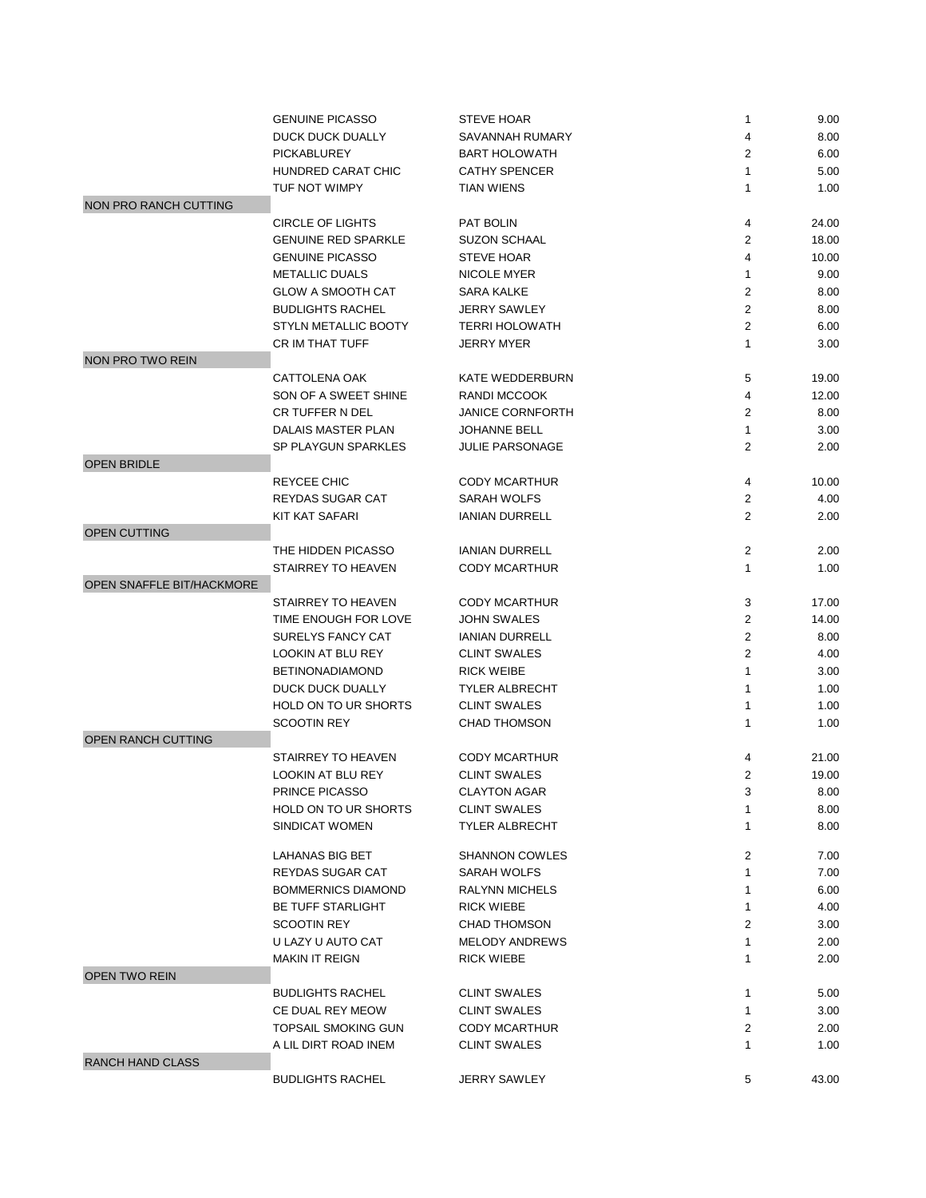| Class | Horse | Rider | | |
|---|---|---|---|---|
| | GENUINE PICASSO | STEVE HOAR | 1 | 9.00 |
| | DUCK DUCK DUALLY | SAVANNAH RUMARY | 4 | 8.00 |
| | PICKABLUREY | BART HOLOWATH | 2 | 6.00 |
| | HUNDRED CARAT CHIC | CATHY SPENCER | 1 | 5.00 |
| | TUF NOT WIMPY | TIAN WIENS | 1 | 1.00 |
| NON PRO RANCH CUTTING | | | | |
| | CIRCLE OF LIGHTS | PAT BOLIN | 4 | 24.00 |
| | GENUINE RED SPARKLE | SUZON SCHAAL | 2 | 18.00 |
| | GENUINE PICASSO | STEVE HOAR | 4 | 10.00 |
| | METALLIC DUALS | NICOLE MYER | 1 | 9.00 |
| | GLOW A SMOOTH CAT | SARA KALKE | 2 | 8.00 |
| | BUDLIGHTS RACHEL | JERRY SAWLEY | 2 | 8.00 |
| | STYLN METALLIC BOOTY | TERRI HOLOWATH | 2 | 6.00 |
| | CR IM THAT TUFF | JERRY MYER | 1 | 3.00 |
| NON PRO TWO REIN | | | | |
| | CATTOLENA OAK | KATE WEDDERBURN | 5 | 19.00 |
| | SON OF A SWEET SHINE | RANDI MCCOOK | 4 | 12.00 |
| | CR TUFFER N DEL | JANICE CORNFORTH | 2 | 8.00 |
| | DALAIS MASTER PLAN | JOHANNE BELL | 1 | 3.00 |
| | SP PLAYGUN SPARKLES | JULIE PARSONAGE | 2 | 2.00 |
| OPEN BRIDLE | | | | |
| | REYCEE CHIC | CODY MCARTHUR | 4 | 10.00 |
| | REYDAS SUGAR CAT | SARAH WOLFS | 2 | 4.00 |
| | KIT KAT SAFARI | IANIAN DURRELL | 2 | 2.00 |
| OPEN CUTTING | | | | |
| | THE HIDDEN PICASSO | IANIAN DURRELL | 2 | 2.00 |
| | STAIRREY TO HEAVEN | CODY MCARTHUR | 1 | 1.00 |
| OPEN SNAFFLE BIT/HACKMORE | | | | |
| | STAIRREY TO HEAVEN | CODY MCARTHUR | 3 | 17.00 |
| | TIME ENOUGH FOR LOVE | JOHN SWALES | 2 | 14.00 |
| | SURELYS FANCY CAT | IANIAN DURRELL | 2 | 8.00 |
| | LOOKIN AT BLU REY | CLINT SWALES | 2 | 4.00 |
| | BETINONADIAMOND | RICK WEIBE | 1 | 3.00 |
| | DUCK DUCK DUALLY | TYLER ALBRECHT | 1 | 1.00 |
| | HOLD ON TO UR SHORTS | CLINT SWALES | 1 | 1.00 |
| | SCOOTIN REY | CHAD THOMSON | 1 | 1.00 |
| OPEN RANCH CUTTING | | | | |
| | STAIRREY TO HEAVEN | CODY MCARTHUR | 4 | 21.00 |
| | LOOKIN AT BLU REY | CLINT SWALES | 2 | 19.00 |
| | PRINCE PICASSO | CLAYTON AGAR | 3 | 8.00 |
| | HOLD ON TO UR SHORTS | CLINT SWALES | 1 | 8.00 |
| | SINDICAT WOMEN | TYLER ALBRECHT | 1 | 8.00 |
| | LAHANAS BIG BET | SHANNON COWLES | 2 | 7.00 |
| | REYDAS SUGAR CAT | SARAH WOLFS | 1 | 7.00 |
| | BOMMERNICS DIAMOND | RALYNN MICHELS | 1 | 6.00 |
| | BE TUFF STARLIGHT | RICK WIEBE | 1 | 4.00 |
| | SCOOTIN REY | CHAD THOMSON | 2 | 3.00 |
| | U LAZY U AUTO CAT | MELODY ANDREWS | 1 | 2.00 |
| | MAKIN IT REIGN | RICK WIEBE | 1 | 2.00 |
| OPEN TWO REIN | | | | |
| | BUDLIGHTS RACHEL | CLINT SWALES | 1 | 5.00 |
| | CE DUAL REY MEOW | CLINT SWALES | 1 | 3.00 |
| | TOPSAIL SMOKING GUN | CODY MCARTHUR | 2 | 2.00 |
| | A LIL DIRT ROAD INEM | CLINT SWALES | 1 | 1.00 |
| RANCH HAND CLASS | | | | |
| | BUDLIGHTS RACHEL | JERRY SAWLEY | 5 | 43.00 |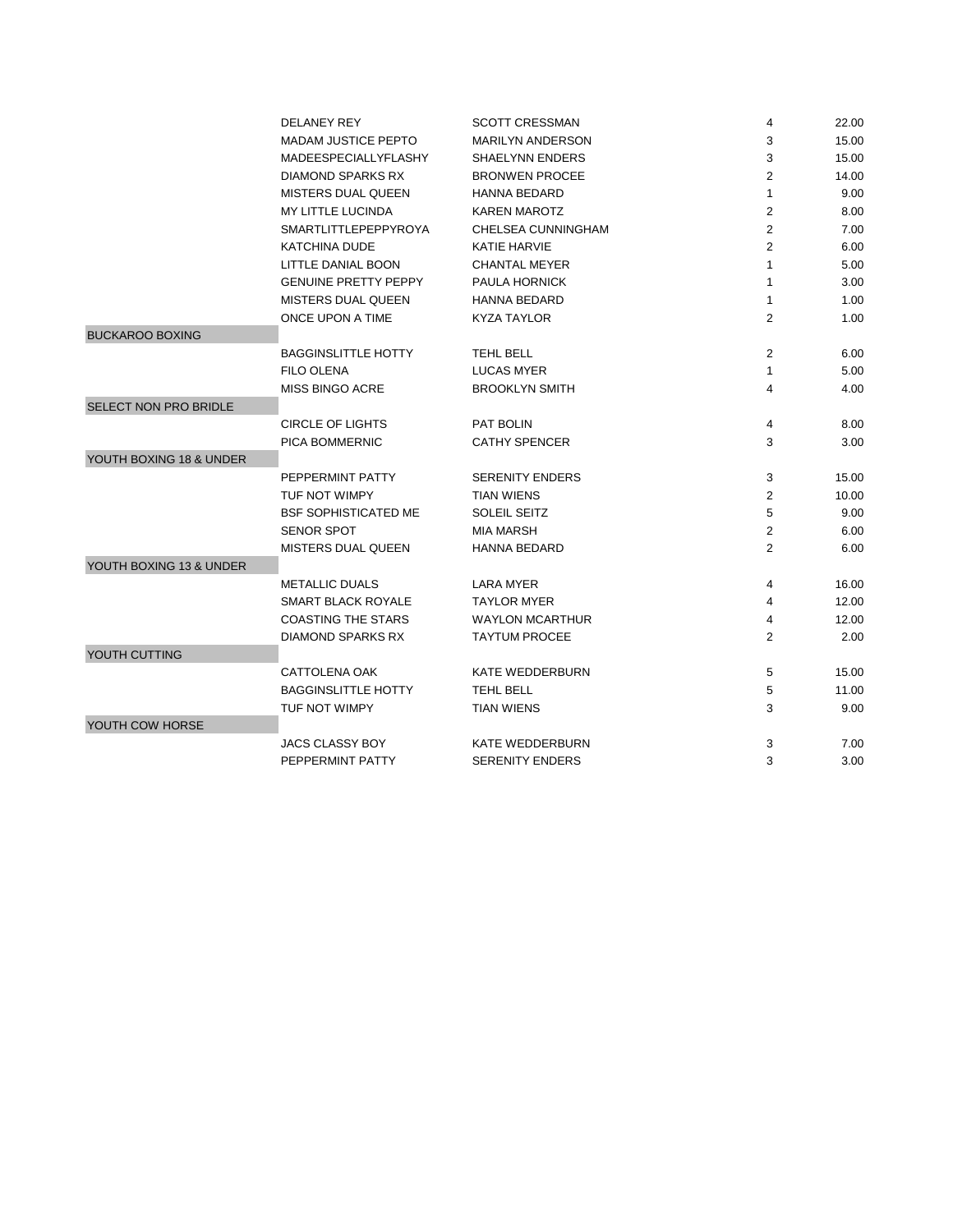| | | | | |
|---|---|---|---|---|
| | DELANEY REY | SCOTT CRESSMAN | 4 | 22.00 |
| | MADAM JUSTICE PEPTO | MARILYN ANDERSON | 3 | 15.00 |
| | MADEESPECIALLYFLASHY | SHAELYNN ENDERS | 3 | 15.00 |
| | DIAMOND SPARKS RX | BRONWEN PROCEE | 2 | 14.00 |
| | MISTERS DUAL QUEEN | HANNA BEDARD | 1 | 9.00 |
| | MY LITTLE LUCINDA | KAREN MAROTZ | 2 | 8.00 |
| | SMARTLITTLEPEPPYROYA | CHELSEA CUNNINGHAM | 2 | 7.00 |
| | KATCHINA DUDE | KATIE HARVIE | 2 | 6.00 |
| | LITTLE DANIAL BOON | CHANTAL MEYER | 1 | 5.00 |
| | GENUINE PRETTY PEPPY | PAULA HORNICK | 1 | 3.00 |
| | MISTERS DUAL QUEEN | HANNA BEDARD | 1 | 1.00 |
| | ONCE UPON A TIME | KYZA TAYLOR | 2 | 1.00 |
| BUCKAROO BOXING | | | | |
| | BAGGINSLITTLE HOTTY | TEHL BELL | 2 | 6.00 |
| | FILO OLENA | LUCAS MYER | 1 | 5.00 |
| | MISS BINGO ACRE | BROOKLYN SMITH | 4 | 4.00 |
| SELECT NON PRO BRIDLE | | | | |
| | CIRCLE OF LIGHTS | PAT BOLIN | 4 | 8.00 |
| | PICA BOMMERNIC | CATHY SPENCER | 3 | 3.00 |
| YOUTH BOXING 18 & UNDER | | | | |
| | PEPPERMINT PATTY | SERENITY ENDERS | 3 | 15.00 |
| | TUF NOT WIMPY | TIAN WIENS | 2 | 10.00 |
| | BSF SOPHISTICATED ME | SOLEIL SEITZ | 5 | 9.00 |
| | SENOR SPOT | MIA MARSH | 2 | 6.00 |
| | MISTERS DUAL QUEEN | HANNA BEDARD | 2 | 6.00 |
| YOUTH BOXING 13 & UNDER | | | | |
| | METALLIC DUALS | LARA MYER | 4 | 16.00 |
| | SMART BLACK ROYALE | TAYLOR MYER | 4 | 12.00 |
| | COASTING THE STARS | WAYLON MCARTHUR | 4 | 12.00 |
| | DIAMOND SPARKS RX | TAYTUM PROCEE | 2 | 2.00 |
| YOUTH CUTTING | | | | |
| | CATTOLENA OAK | KATE WEDDERBURN | 5 | 15.00 |
| | BAGGINSLITTLE HOTTY | TEHL BELL | 5 | 11.00 |
| | TUF NOT WIMPY | TIAN WIENS | 3 | 9.00 |
| YOUTH COW HORSE | | | | |
| | JACS CLASSY BOY | KATE WEDDERBURN | 3 | 7.00 |
| | PEPPERMINT PATTY | SERENITY ENDERS | 3 | 3.00 |